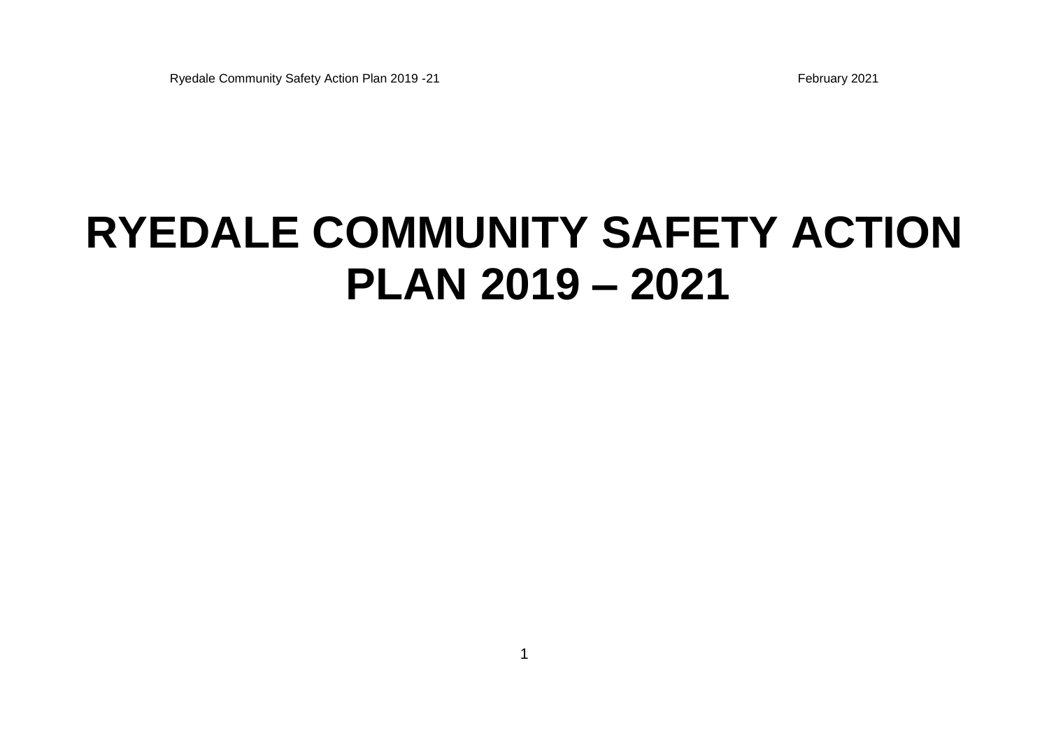# RYEDALE COMMUNITY SAFETY ACTION PLAN 2019 – 2021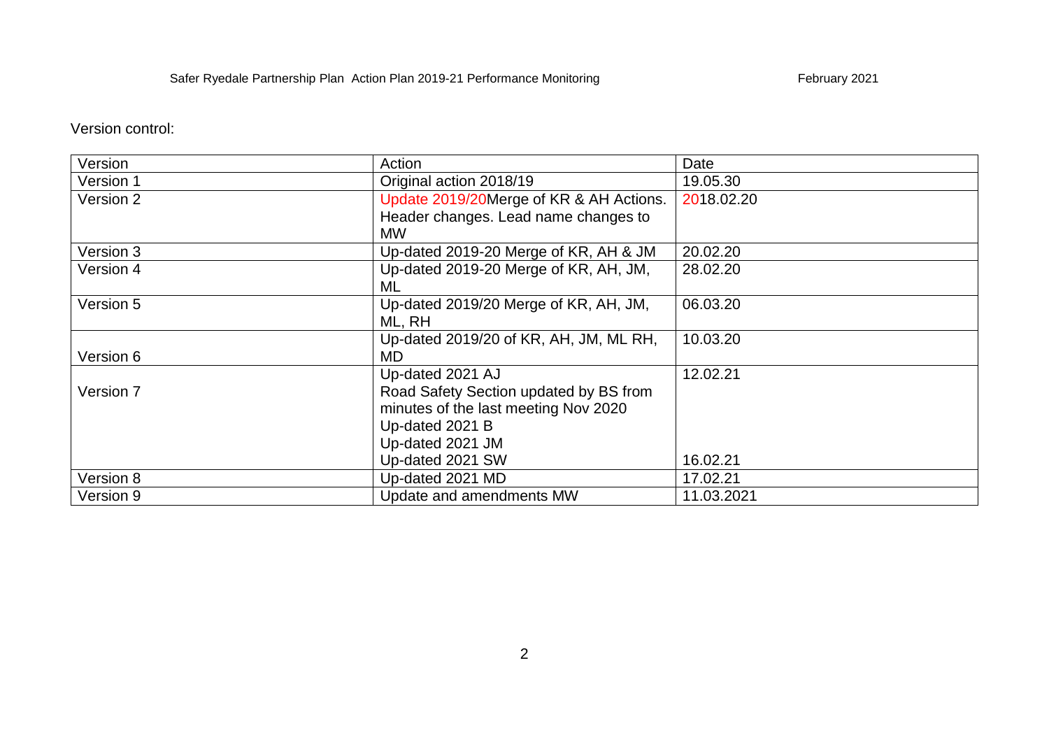Safer Ryedale Partnership Plan Action Plan 2019-21 Performance Monitoring February 2021

Version control:

| Version | Action | Date |
| --- | --- | --- |
| Version 1 | Original action 2018/19 | 19.05.30 |
| Version 2 | Update 2019/20Merge of KR & AH Actions. Header changes. Lead name changes to MW | 2018.02.20 |
| Version 3 | Up-dated 2019-20 Merge of KR, AH & JM | 20.02.20 |
| Version 4 | Up-dated 2019-20 Merge of KR, AH, JM, ML | 28.02.20 |
| Version 5 | Up-dated 2019/20 Merge of KR, AH, JM, ML, RH | 06.03.20 |
| Version 6 | Up-dated 2019/20 of KR, AH, JM, ML RH, MD | 10.03.20 |
| Version 7 | Up-dated 2021 AJ<br>Road Safety Section updated by BS from minutes of the last meeting Nov 2020<br>Up-dated 2021 B<br>Up-dated 2021 JM<br>Up-dated 2021 SW | 12.02.21<br><br><br><br><br>16.02.21 |
| Version 8 | Up-dated 2021 MD | 17.02.21 |
| Version 9 | Update and amendments MW | 11.03.2021 |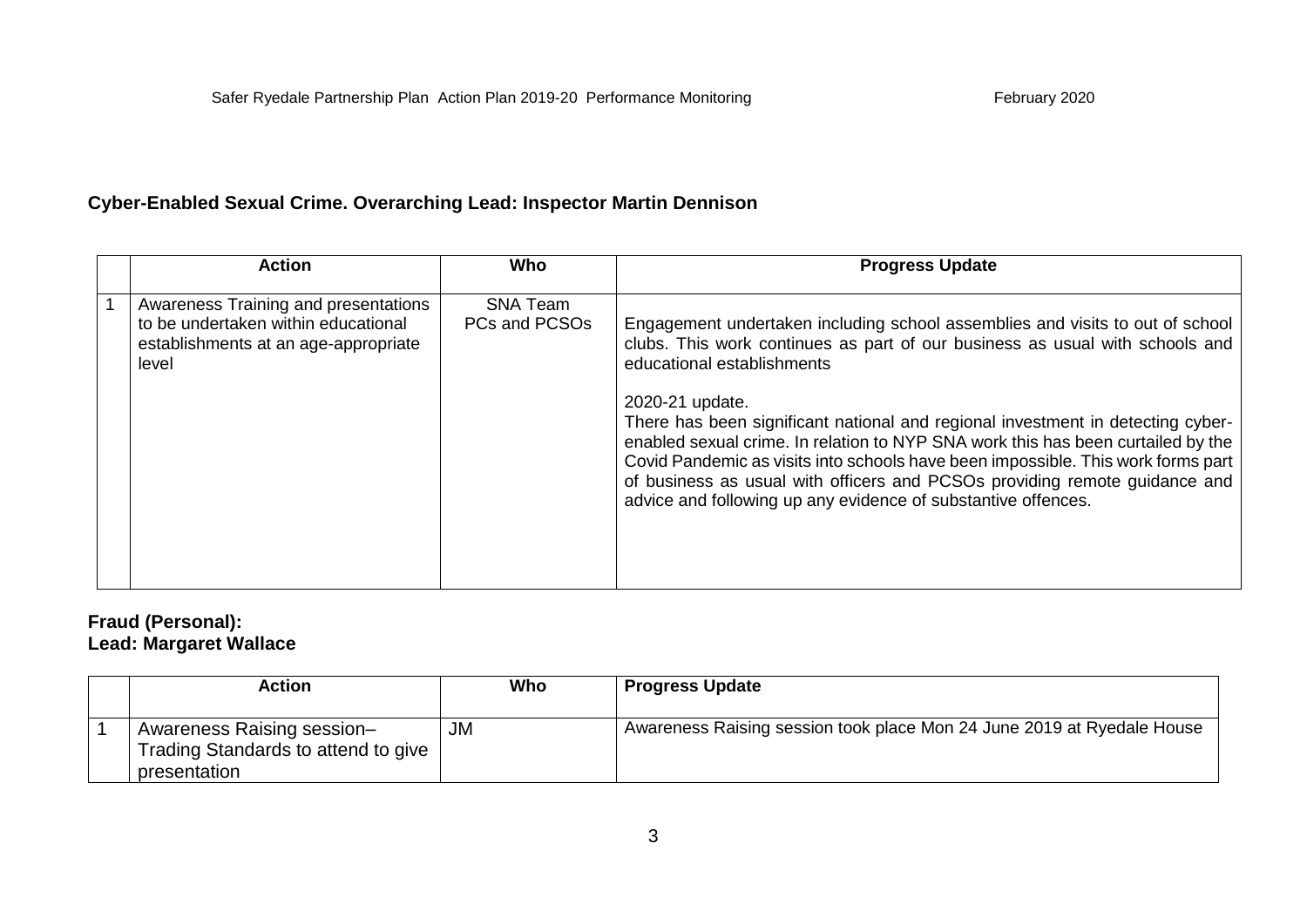**Cyber-Enabled Sexual Crime. Overarching Lead: Inspector Martin Dennison**

| | Action | Who | Progress Update |
|---|---|---|---|
| 1 | Awareness Training and presentations to be undertaken within educational establishments at an age-appropriate level | SNA Team PCs and PCSOs | Engagement undertaken including school assemblies and visits to out of school clubs. This work continues as part of our business as usual with schools and educational establishments<br><br>2020-21 update.<br>There has been significant national and regional investment in detecting cyber-enabled sexual crime. In relation to NYP SNA work this has been curtailed by the Covid Pandemic as visits into schools have been impossible. This work forms part of business as usual with officers and PCSOs providing remote guidance and advice and following up any evidence of substantive offences. |

**Fraud (Personal):**
**Lead: Margaret Wallace**

| | Action | Who | Progress Update |
|---|---|---|---|
| 1 | Awareness Raising session– Trading Standards to attend to give presentation | JM | Awareness Raising session took place Mon 24 June 2019 at Ryedale House |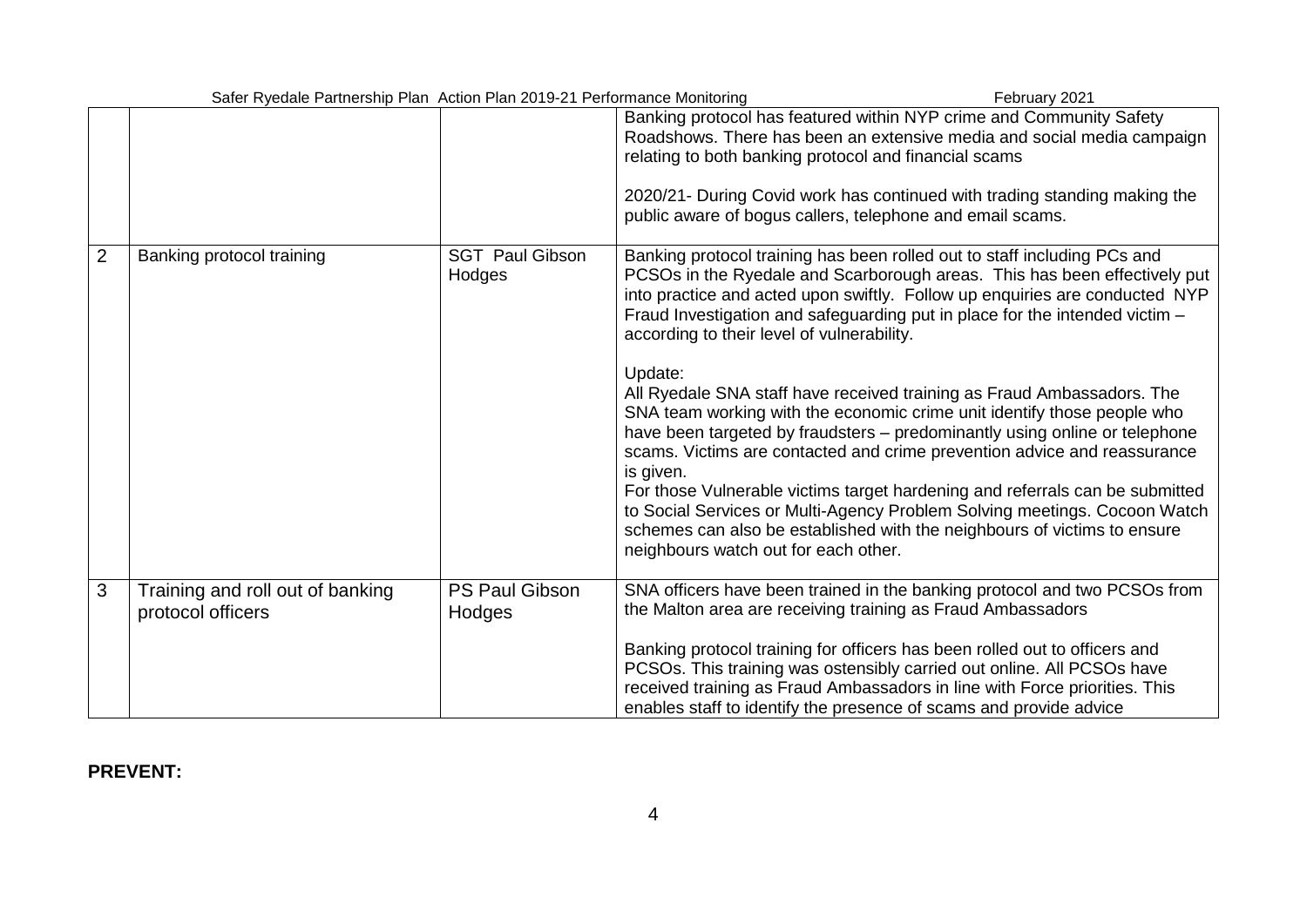| | | | |
|---|---|---|---|
| | | | Banking protocol has featured within NYP crime and Community Safety Roadshows. There has been an extensive media and social media campaign relating to both banking protocol and financial scams<br><br>2020/21- During Covid work has continued with trading standing making the public aware of bogus callers, telephone and email scams. |
| 2 | Banking protocol training | SGT Paul Gibson Hodges | Banking protocol training has been rolled out to staff including PCs and PCSOs in the Ryedale and Scarborough areas. This has been effectively put into practice and acted upon swiftly. Follow up enquiries are conducted NYP Fraud Investigation and safeguarding put in place for the intended victim – according to their level of vulnerability.<br><br>Update:<br>All Ryedale SNA staff have received training as Fraud Ambassadors. The SNA team working with the economic crime unit identify those people who have been targeted by fraudsters – predominantly using online or telephone scams. Victims are contacted and crime prevention advice and reassurance is given.<br>For those Vulnerable victims target hardening and referrals can be submitted to Social Services or Multi-Agency Problem Solving meetings. Cocoon Watch schemes can also be established with the neighbours of victims to ensure neighbours watch out for each other. |
| 3 | Training and roll out of banking protocol officers | PS Paul Gibson Hodges | SNA officers have been trained in the banking protocol and two PCSOs from the Malton area are receiving training as Fraud Ambassadors<br><br>Banking protocol training for officers has been rolled out to officers and PCSOs. This training was ostensibly carried out online. All PCSOs have received training as Fraud Ambassadors in line with Force priorities. This enables staff to identify the presence of scams and provide advice |

**PREVENT:**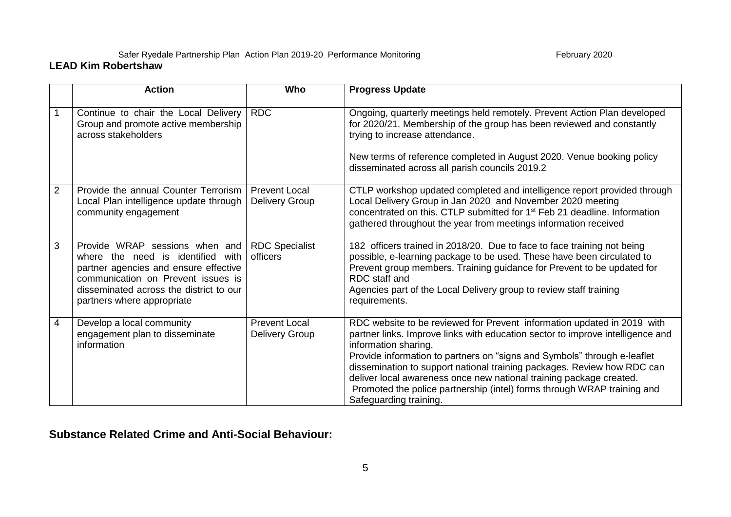Safer Ryedale Partnership Plan Action Plan 2019-20 Performance Monitoring February 2020

**LEAD Kim Robertshaw**

| | Action | Who | Progress Update |
|---|---|---|---|
| 1 | Continue to chair the Local Delivery Group and promote active membership across stakeholders | RDC | Ongoing, quarterly meetings held remotely. Prevent Action Plan developed for 2020/21. Membership of the group has been reviewed and constantly trying to increase attendance.<br><br>New terms of reference completed in August 2020. Venue booking policy disseminated across all parish councils 2019.2 |
| 2 | Provide the annual Counter Terrorism Local Plan intelligence update through community engagement | Prevent Local Delivery Group | CTLP workshop updated completed and intelligence report provided through Local Delivery Group in Jan 2020 and November 2020 meeting concentrated on this. CTLP submitted for 1st Feb 21 deadline. Information gathered throughout the year from meetings information received |
| 3 | Provide WRAP sessions when and where the need is identified with partner agencies and ensure effective communication on Prevent issues is disseminated across the district to our partners where appropriate | RDC Specialist officers | 182 officers trained in 2018/20. Due to face to face training not being possible, e-learning package to be used. These have been circulated to Prevent group members. Training guidance for Prevent to be updated for RDC staff and<br>Agencies part of the Local Delivery group to review staff training requirements. |
| 4 | Develop a local community engagement plan to disseminate information | Prevent Local Delivery Group | RDC website to be reviewed for Prevent information updated in 2019 with partner links. Improve links with education sector to improve intelligence and information sharing.<br>Provide information to partners on "signs and Symbols" through e-leaflet dissemination to support national training packages. Review how RDC can deliver local awareness once new national training package created.<br>Promoted the police partnership (intel) forms through WRAP training and Safeguarding training. |

## Substance Related Crime and Anti-Social Behaviour: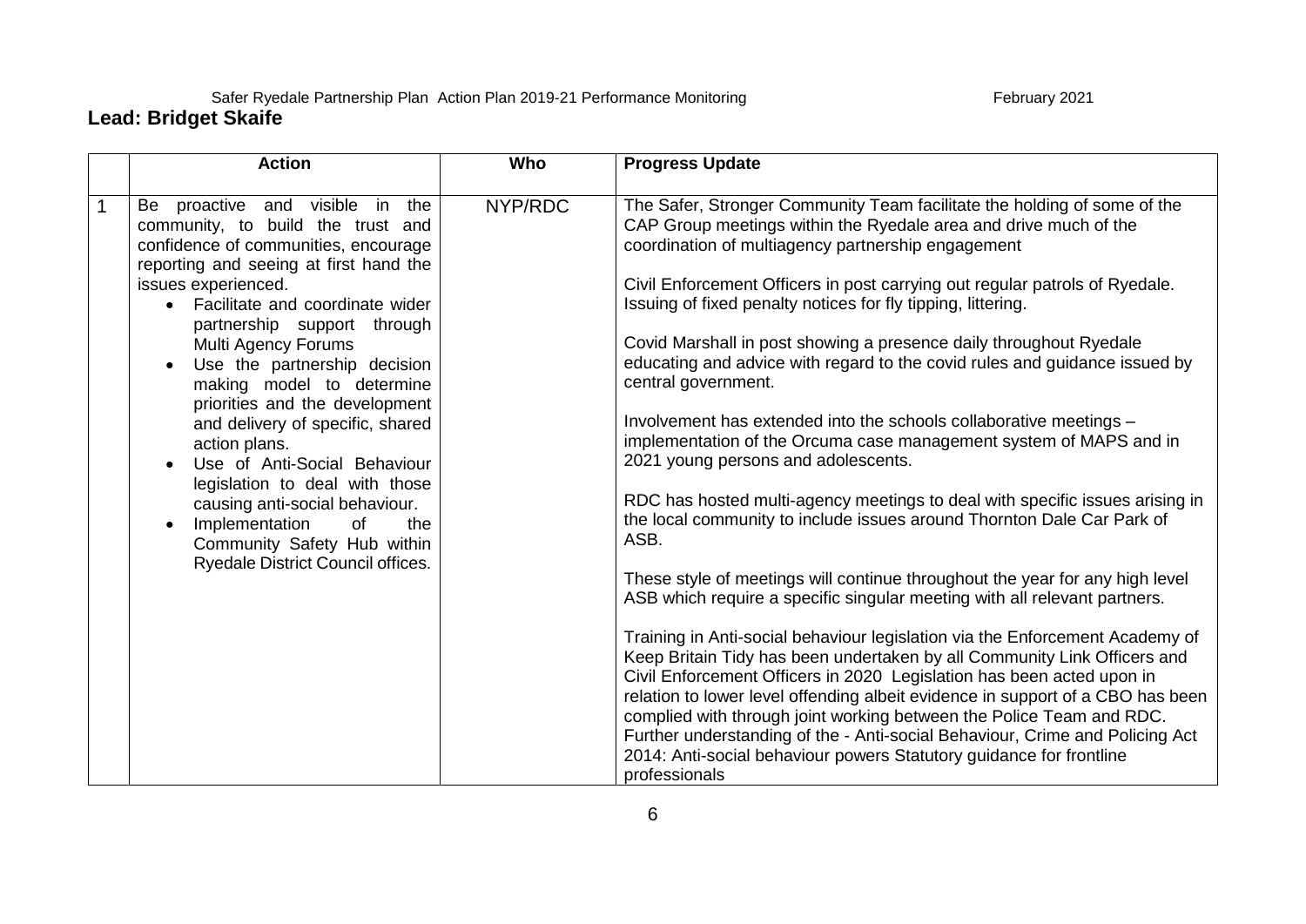Safer Ryedale Partnership Plan Action Plan 2019-21 Performance Monitoring February 2021

**Lead: Bridget Skaife**

| | Action | Who | Progress Update |
|---|---|---|---|
| 1 | Be proactive and visible in the community, to build the trust and confidence of communities, encourage reporting and seeing at first hand the issues experienced.<br>• Facilitate and coordinate wider partnership support through Multi Agency Forums<br>• Use the partnership decision making model to determine priorities and the development and delivery of specific, shared action plans.<br>• Use of Anti-Social Behaviour legislation to deal with those causing anti-social behaviour.<br>• Implementation of the Community Safety Hub within Ryedale District Council offices. | NYP/RDC | The Safer, Stronger Community Team facilitate the holding of some of the CAP Group meetings within the Ryedale area and drive much of the coordination of multiagency partnership engagement<br><br>Civil Enforcement Officers in post carrying out regular patrols of Ryedale. Issuing of fixed penalty notices for fly tipping, littering.<br><br>Covid Marshall in post showing a presence daily throughout Ryedale educating and advice with regard to the covid rules and guidance issued by central government.<br><br>Involvement has extended into the schools collaborative meetings – implementation of the Orcuma case management system of MAPS and in 2021 young persons and adolescents.<br><br>RDC has hosted multi-agency meetings to deal with specific issues arising in the local community to include issues around Thornton Dale Car Park of ASB.<br><br>These style of meetings will continue throughout the year for any high level ASB which require a specific singular meeting with all relevant partners.<br><br>Training in Anti-social behaviour legislation via the Enforcement Academy of Keep Britain Tidy has been undertaken by all Community Link Officers and Civil Enforcement Officers in 2020 Legislation has been acted upon in relation to lower level offending albeit evidence in support of a CBO has been complied with through joint working between the Police Team and RDC. Further understanding of the - Anti-social Behaviour, Crime and Policing Act 2014: Anti-social behaviour powers Statutory guidance for frontline professionals |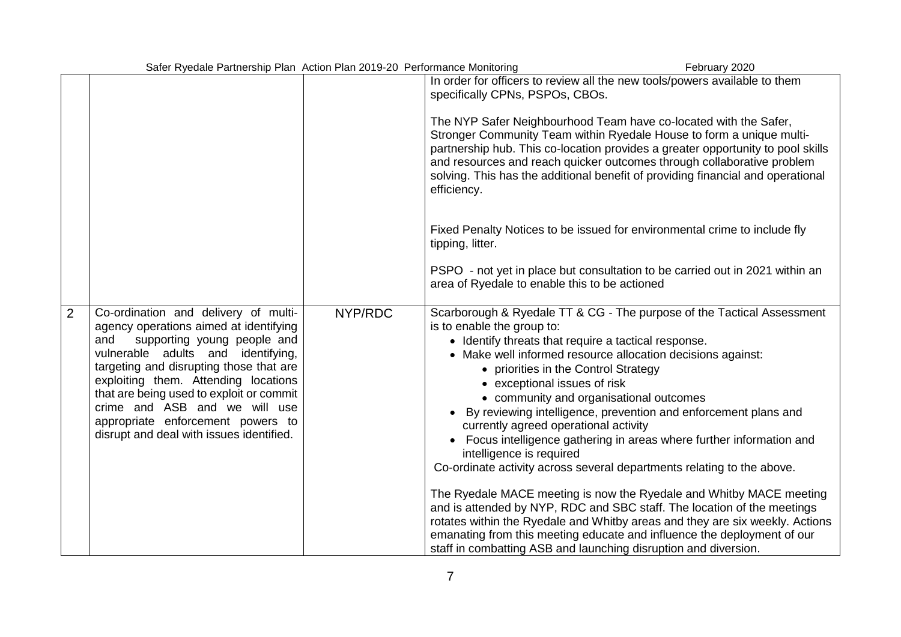| | | | |
|---|---|---|---|
| | | | In order for officers to review all the new tools/powers available to them specifically CPNs, PSPOs, CBOs.<br><br>The NYP Safer Neighbourhood Team have co-located with the Safer, Stronger Community Team within Ryedale House to form a unique multi-partnership hub. This co-location provides a greater opportunity to pool skills and resources and reach quicker outcomes through collaborative problem solving. This has the additional benefit of providing financial and operational efficiency.<br><br>Fixed Penalty Notices to be issued for environmental crime to include fly tipping, litter.<br><br>PSPO - not yet in place but consultation to be carried out in 2021 within an area of Ryedale to enable this to be actioned |
| 2 | Co-ordination and delivery of multi-agency operations aimed at identifying and supporting young people and vulnerable adults and identifying, targeting and disrupting those that are exploiting them. Attending locations that are being used to exploit or commit crime and ASB and we will use appropriate enforcement powers to disrupt and deal with issues identified. | NYP/RDC | Scarborough & Ryedale TT & CG - The purpose of the Tactical Assessment is to enable the group to:<br>• Identify threats that require a tactical response.<br>• Make well informed resource allocation decisions against:<br>&nbsp;&nbsp;• priorities in the Control Strategy<br>&nbsp;&nbsp;• exceptional issues of risk<br>&nbsp;&nbsp;• community and organisational outcomes<br>• By reviewing intelligence, prevention and enforcement plans and currently agreed operational activity<br>• Focus intelligence gathering in areas where further information and intelligence is required<br>Co-ordinate activity across several departments relating to the above.<br><br>The Ryedale MACE meeting is now the Ryedale and Whitby MACE meeting and is attended by NYP, RDC and SBC staff. The location of the meetings rotates within the Ryedale and Whitby areas and they are six weekly. Actions emanating from this meeting educate and influence the deployment of our staff in combatting ASB and launching disruption and diversion. |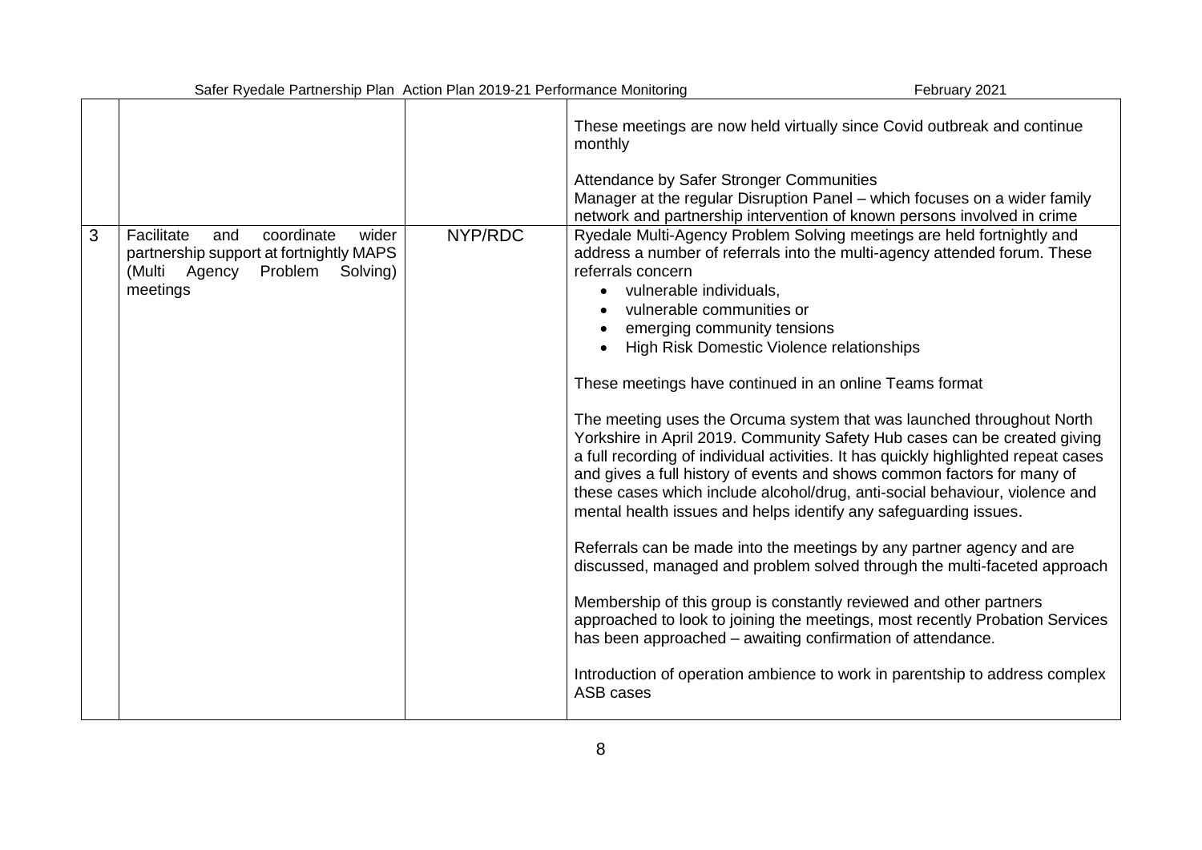| | | | |
|---|---|---|---|
| | | | These meetings are now held virtually since Covid outbreak and continue monthly<br><br>Attendance by Safer Stronger Communities Manager at the regular Disruption Panel – which focuses on a wider family network and partnership intervention of known persons involved in crime |
| 3 | Facilitate and coordinate wider partnership support at fortnightly MAPS (Multi Agency Problem Solving) meetings | NYP/RDC | Ryedale Multi-Agency Problem Solving meetings are held fortnightly and address a number of referrals into the multi-agency attended forum. These referrals concern<br>• vulnerable individuals,<br>• vulnerable communities or<br>• emerging community tensions<br>• High Risk Domestic Violence relationships<br><br>These meetings have continued in an online Teams format<br><br>The meeting uses the Orcuma system that was launched throughout North Yorkshire in April 2019. Community Safety Hub cases can be created giving a full recording of individual activities. It has quickly highlighted repeat cases and gives a full history of events and shows common factors for many of these cases which include alcohol/drug, anti-social behaviour, violence and mental health issues and helps identify any safeguarding issues.<br><br>Referrals can be made into the meetings by any partner agency and are discussed, managed and problem solved through the multi-faceted approach<br><br>Membership of this group is constantly reviewed and other partners approached to look to joining the meetings, most recently Probation Services has been approached – awaiting confirmation of attendance.<br><br>Introduction of operation ambience to work in parentship to address complex ASB cases |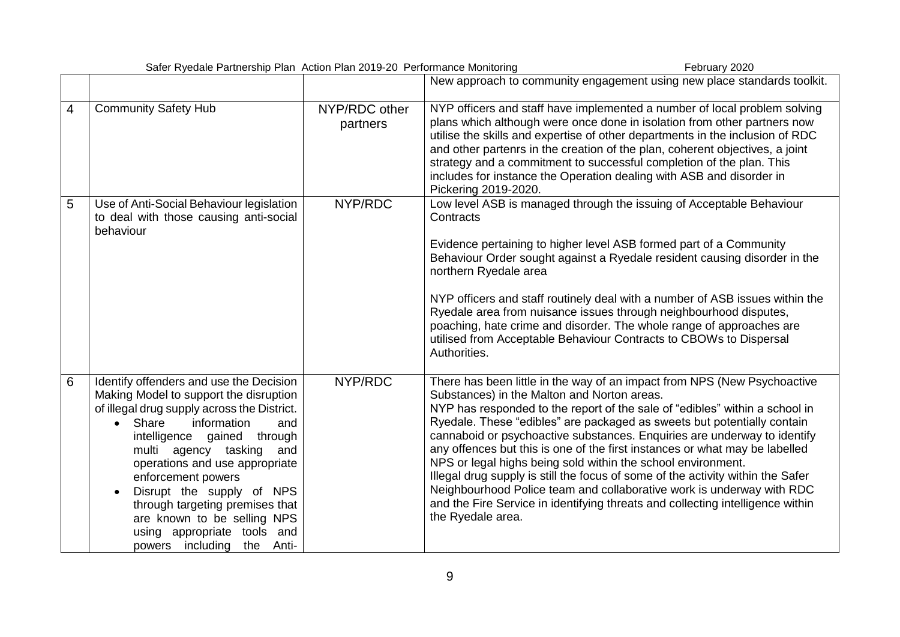| | | | |
|---|---|---|---|
| | | | New approach to community engagement using new place standards toolkit. |
| 4 | Community Safety Hub | NYP/RDC other partners | NYP officers and staff have implemented a number of local problem solving plans which although were once done in isolation from other partners now utilise the skills and expertise of other departments in the inclusion of RDC and other partenrs in the creation of the plan, coherent objectives, a joint strategy and a commitment to successful completion of the plan. This includes for instance the Operation dealing with ASB and disorder in Pickering 2019-2020. |
| 5 | Use of Anti-Social Behaviour legislation to deal with those causing anti-social behaviour | NYP/RDC | Low level ASB is managed through the issuing of Acceptable Behaviour Contracts<br><br>Evidence pertaining to higher level ASB formed part of a Community Behaviour Order sought against a Ryedale resident causing disorder in the northern Ryedale area<br><br>NYP officers and staff routinely deal with a number of ASB issues within the Ryedale area from nuisance issues through neighbourhood disputes, poaching, hate crime and disorder. The whole range of approaches are utilised from Acceptable Behaviour Contracts to CBOWs to Dispersal Authorities. |
| 6 | Identify offenders and use the Decision Making Model to support the disruption of illegal drug supply across the District.<br>• Share information and intelligence gained through multi agency tasking and operations and use appropriate enforcement powers<br>• Disrupt the supply of NPS through targeting premises that are known to be selling NPS using appropriate tools and powers including the Anti- | NYP/RDC | There has been little in the way of an impact from NPS (New Psychoactive Substances) in the Malton and Norton areas.<br>NYP has responded to the report of the sale of "edibles" within a school in Ryedale. These "edibles" are packaged as sweets but potentially contain cannaboid or psychoactive substances. Enquiries are underway to identify any offences but this is one of the first instances or what may be labelled NPS or legal highs being sold within the school environment.<br>Illegal drug supply is still the focus of some of the activity within the Safer Neighbourhood Police team and collaborative work is underway with RDC and the Fire Service in identifying threats and collecting intelligence within the Ryedale area. |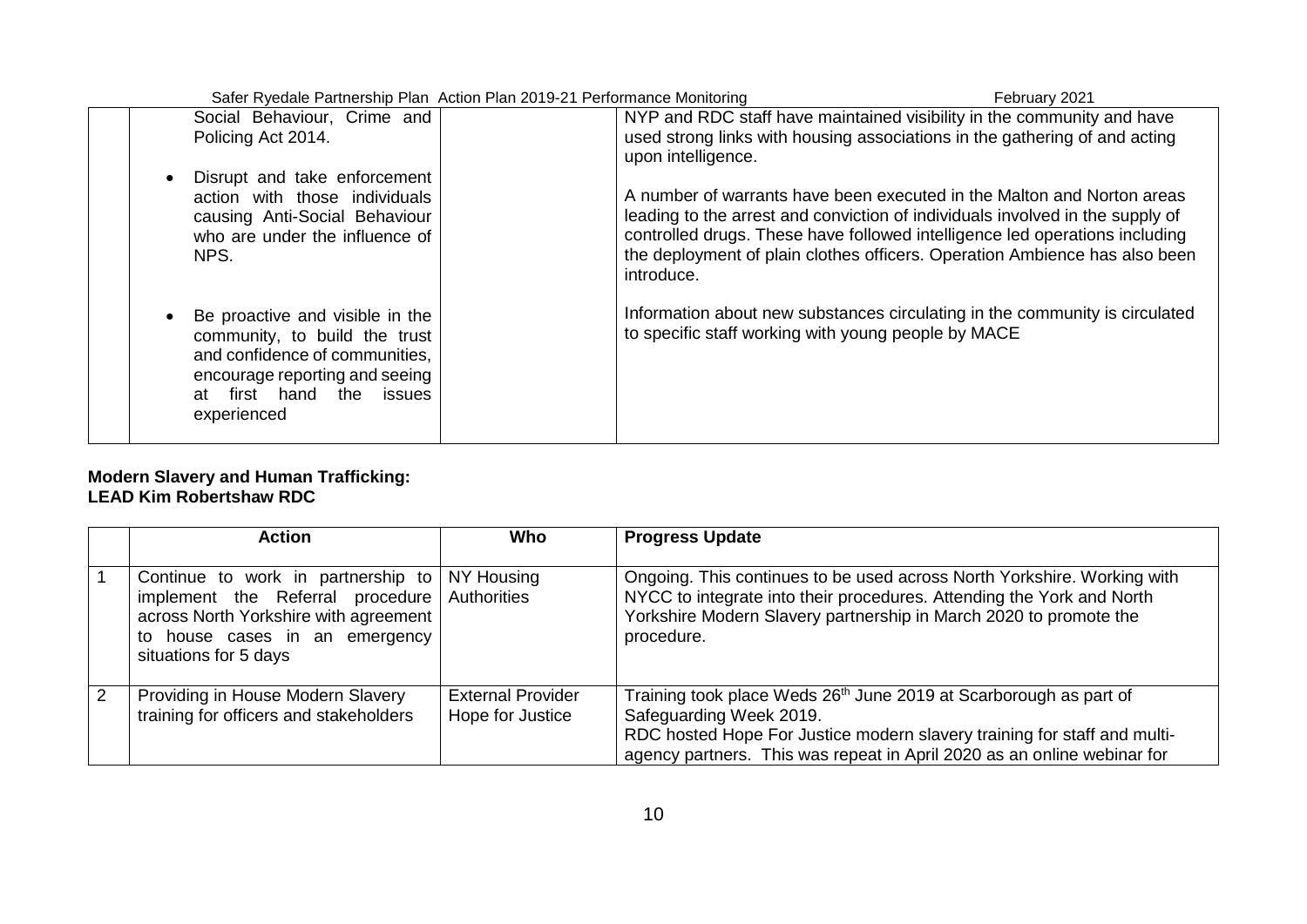| | | | |
|---|---|---|---|
| | Social Behaviour, Crime and Policing Act 2014.<br><br>• Disrupt and take enforcement action with those individuals causing Anti-Social Behaviour who are under the influence of NPS.<br><br>• Be proactive and visible in the community, to build the trust and confidence of communities, encourage reporting and seeing at first hand the issues experienced | | NYP and RDC staff have maintained visibility in the community and have used strong links with housing associations in the gathering of and acting upon intelligence.<br><br>A number of warrants have been executed in the Malton and Norton areas leading to the arrest and conviction of individuals involved in the supply of controlled drugs. These have followed intelligence led operations including the deployment of plain clothes officers. Operation Ambience has also been introduce.<br><br>Information about new substances circulating in the community is circulated to specific staff working with young people by MACE |

**Modern Slavery and Human Trafficking:**
**LEAD Kim Robertshaw RDC**

| | Action | Who | Progress Update |
|---|---|---|---|
| 1 | Continue to work in partnership to implement the Referral procedure across North Yorkshire with agreement to house cases in an emergency situations for 5 days | NY Housing Authorities | Ongoing. This continues to be used across North Yorkshire. Working with NYCC to integrate into their procedures. Attending the York and North Yorkshire Modern Slavery partnership in March 2020 to promote the procedure. |
| 2 | Providing in House Modern Slavery training for officers and stakeholders | External Provider Hope for Justice | Training took place Weds 26th June 2019 at Scarborough as part of Safeguarding Week 2019.<br>RDC hosted Hope For Justice modern slavery training for staff and multi-agency partners. This was repeat in April 2020 as an online webinar for |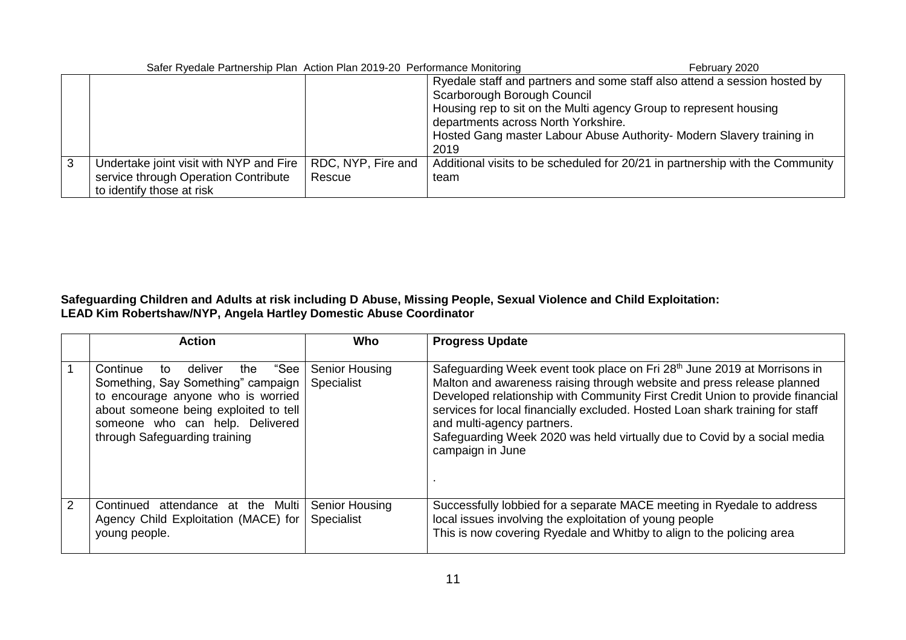| | | | |
|---|---|---|---|
| | | | Ryedale staff and partners and some staff also attend a session hosted by Scarborough Borough Council<br>Housing rep to sit on the Multi agency Group to represent housing departments across North Yorkshire.<br>Hosted Gang master Labour Abuse Authority- Modern Slavery training in 2019 |
| 3 | Undertake joint visit with NYP and Fire service through Operation Contribute to identify those at risk | RDC, NYP, Fire and Rescue | Additional visits to be scheduled for 20/21 in partnership with the Community team |

**Safeguarding Children and Adults at risk including D Abuse, Missing People, Sexual Violence and Child Exploitation:**
**LEAD Kim Robertshaw/NYP, Angela Hartley Domestic Abuse Coordinator**

| | Action | Who | Progress Update |
|---|---|---|---|
| 1 | Continue to deliver the "See Something, Say Something" campaign to encourage anyone who is worried about someone being exploited to tell someone who can help. Delivered through Safeguarding training | Senior Housing Specialist | Safeguarding Week event took place on Fri 28th June 2019 at Morrisons in Malton and awareness raising through website and press release planned<br>Developed relationship with Community First Credit Union to provide financial services for local financially excluded. Hosted Loan shark training for staff and multi-agency partners.<br>Safeguarding Week 2020 was held virtually due to Covid by a social media campaign in June<br>. |
| 2 | Continued attendance at the Multi Agency Child Exploitation (MACE) for young people. | Senior Housing Specialist | Successfully lobbied for a separate MACE meeting in Ryedale to address local issues involving the exploitation of young people<br>This is now covering Ryedale and Whitby to align to the policing area |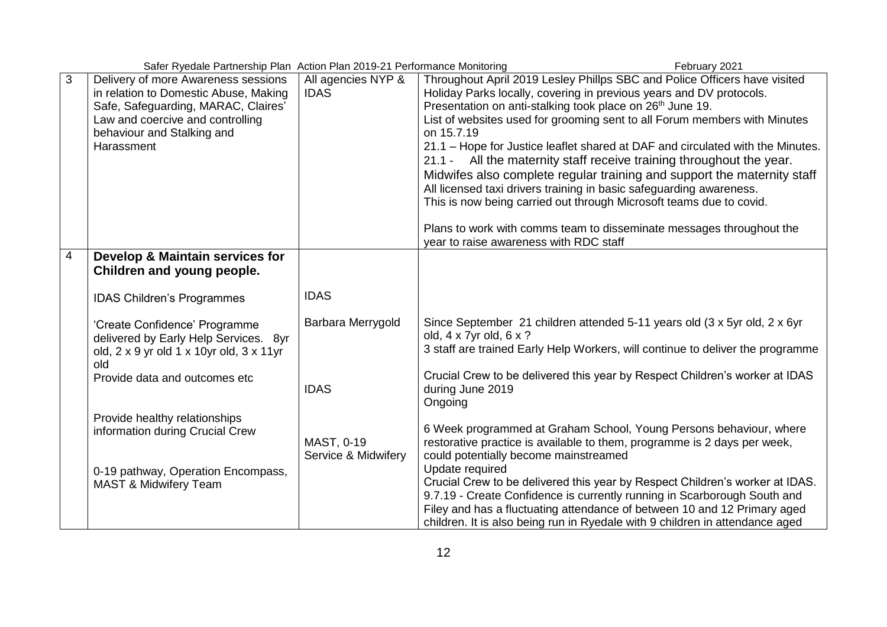| | | | |
|---|---|---|---|
| 3 | Delivery of more Awareness sessions in relation to Domestic Abuse, Making Safe, Safeguarding, MARAC, Claires' Law and coercive and controlling behaviour and Stalking and Harassment | All agencies NYP & IDAS | Throughout April 2019 Lesley Phillps SBC and Police Officers have visited Holiday Parks locally, covering in previous years and DV protocols.<br>Presentation on anti-stalking took place on 26th June 19.<br>List of websites used for grooming sent to all Forum members with Minutes on 15.7.19<br>21.1 – Hope for Justice leaflet shared at DAF and circulated with the Minutes.<br>21.1 - All the maternity staff receive training throughout the year. Midwifes also complete regular training and support the maternity staff<br>All licensed taxi drivers training in basic safeguarding awareness.<br>This is now being carried out through Microsoft teams due to covid.<br><br>Plans to work with comms team to disseminate messages throughout the year to raise awareness with RDC staff |
| 4 | **Develop & Maintain services for Children and young people.**<br><br>IDAS Children's Programmes<br><br>'Create Confidence' Programme delivered by Early Help Services. 8yr old, 2 x 9 yr old 1 x 10yr old, 3 x 11yr old<br>Provide data and outcomes etc<br><br>Provide healthy relationships information during Crucial Crew<br><br>0-19 pathway, Operation Encompass, MAST & Midwifery Team | <br><br>IDAS<br><br>Barbara Merrygold<br><br><br>IDAS<br><br>MAST, 0-19 Service & Midwifery | <br><br><br><br>Since September 21 children attended 5-11 years old (3 x 5yr old, 2 x 6yr old, 4 x 7yr old, 6 x ?<br>3 staff are trained Early Help Workers, will continue to deliver the programme<br><br>Crucial Crew to be delivered this year by Respect Children's worker at IDAS during June 2019<br>Ongoing<br><br>6 Week programmed at Graham School, Young Persons behaviour, where restorative practice is available to them, programme is 2 days per week, could potentially become mainstreamed<br>Update required<br>Crucial Crew to be delivered this year by Respect Children's worker at IDAS.<br>9.7.19 - Create Confidence is currently running in Scarborough South and Filey and has a fluctuating attendance of between 10 and 12 Primary aged children. It is also being run in Ryedale with 9 children in attendance aged |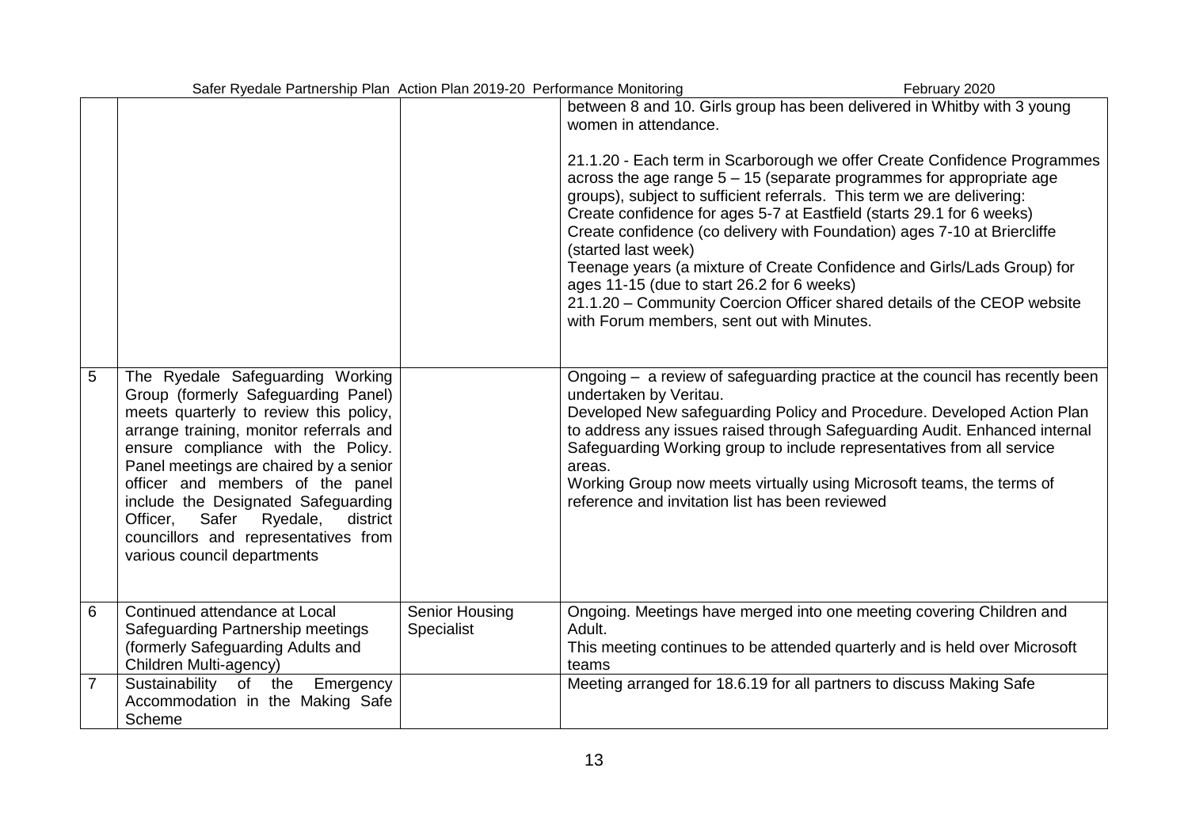| | | | |
|---|---|---|---|
| | | | between 8 and 10. Girls group has been delivered in Whitby with 3 young women in attendance.<br><br>21.1.20 - Each term in Scarborough we offer Create Confidence Programmes across the age range 5 – 15 (separate programmes for appropriate age groups), subject to sufficient referrals. This term we are delivering:<br>Create confidence for ages 5-7 at Eastfield (starts 29.1 for 6 weeks)<br>Create confidence (co delivery with Foundation) ages 7-10 at Briercliffe (started last week)<br>Teenage years (a mixture of Create Confidence and Girls/Lads Group) for ages 11-15 (due to start 26.2 for 6 weeks)<br>21.1.20 – Community Coercion Officer shared details of the CEOP website with Forum members, sent out with Minutes. |
| 5 | The Ryedale Safeguarding Working Group (formerly Safeguarding Panel) meets quarterly to review this policy, arrange training, monitor referrals and ensure compliance with the Policy. Panel meetings are chaired by a senior officer and members of the panel include the Designated Safeguarding Officer, Safer Ryedale, district councillors and representatives from various council departments | | Ongoing – a review of safeguarding practice at the council has recently been undertaken by Veritau.<br>Developed New safeguarding Policy and Procedure. Developed Action Plan to address any issues raised through Safeguarding Audit. Enhanced internal Safeguarding Working group to include representatives from all service areas.<br>Working Group now meets virtually using Microsoft teams, the terms of reference and invitation list has been reviewed |
| 6 | Continued attendance at Local Safeguarding Partnership meetings (formerly Safeguarding Adults and Children Multi-agency) | Senior Housing Specialist | Ongoing. Meetings have merged into one meeting covering Children and Adult.<br>This meeting continues to be attended quarterly and is held over Microsoft teams |
| 7 | Sustainability of the Emergency Accommodation in the Making Safe Scheme | | Meeting arranged for 18.6.19 for all partners to discuss Making Safe |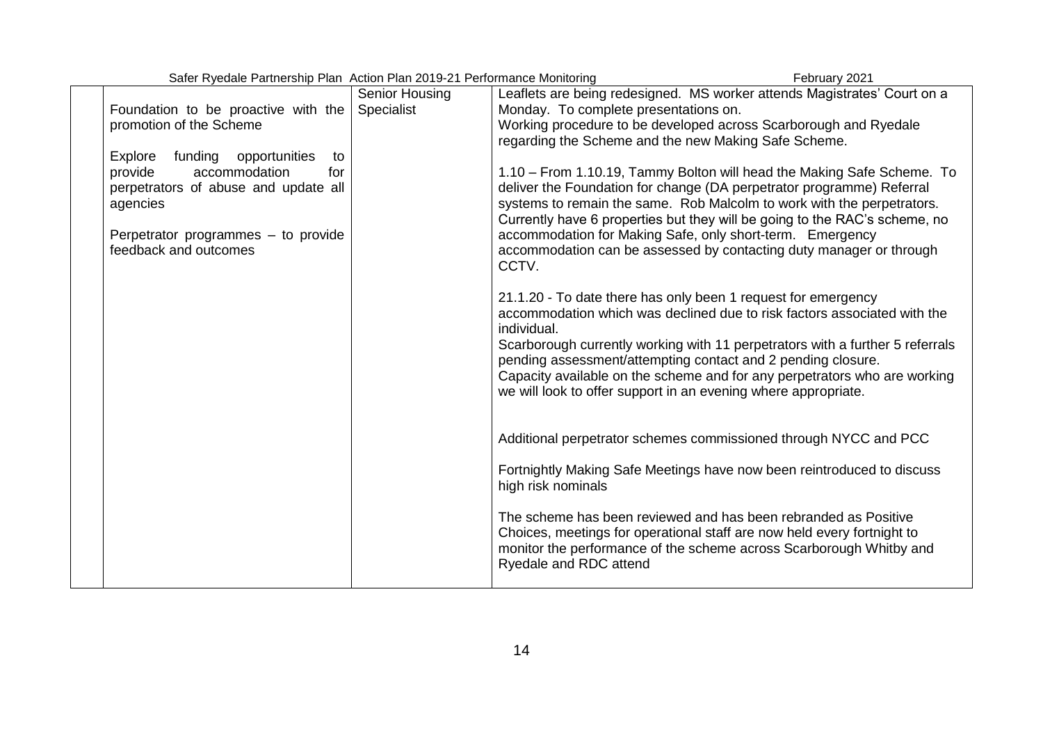| | | | |
|---|---|---|---|
| | Foundation to be proactive with the promotion of the Scheme<br><br>Explore funding opportunities to provide accommodation for perpetrators of abuse and update all agencies<br><br>Perpetrator programmes – to provide feedback and outcomes | Senior Housing Specialist | Leaflets are being redesigned. MS worker attends Magistrates' Court on a Monday. To complete presentations on.<br>Working procedure to be developed across Scarborough and Ryedale regarding the Scheme and the new Making Safe Scheme.<br><br>1.10 – From 1.10.19, Tammy Bolton will head the Making Safe Scheme. To deliver the Foundation for change (DA perpetrator programme) Referral systems to remain the same. Rob Malcolm to work with the perpetrators. Currently have 6 properties but they will be going to the RAC's scheme, no accommodation for Making Safe, only short-term. Emergency accommodation can be assessed by contacting duty manager or through CCTV.<br><br>21.1.20 - To date there has only been 1 request for emergency accommodation which was declined due to risk factors associated with the individual.<br>Scarborough currently working with 11 perpetrators with a further 5 referrals pending assessment/attempting contact and 2 pending closure.<br>Capacity available on the scheme and for any perpetrators who are working we will look to offer support in an evening where appropriate.<br><br>Additional perpetrator schemes commissioned through NYCC and PCC<br><br>Fortnightly Making Safe Meetings have now been reintroduced to discuss high risk nominals<br><br>The scheme has been reviewed and has been rebranded as Positive Choices, meetings for operational staff are now held every fortnight to monitor the performance of the scheme across Scarborough Whitby and Ryedale and RDC attend |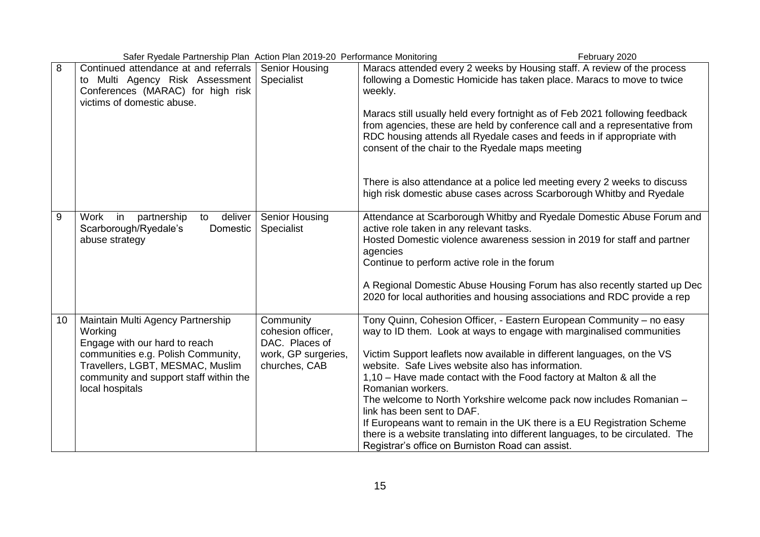| 8 | Continued attendance at and referrals to Multi Agency Risk Assessment Conferences (MARAC) for high risk victims of domestic abuse. | Senior Housing Specialist | Maracs attended every 2 weeks by Housing staff. A review of the process following a Domestic Homicide has taken place. Maracs to move to twice weekly.<br><br>Maracs still usually held every fortnight as of Feb 2021 following feedback from agencies, these are held by conference call and a representative from RDC housing attends all Ryedale cases and feeds in if appropriate with consent of the chair to the Ryedale maps meeting<br><br>There is also attendance at a police led meeting every 2 weeks to discuss high risk domestic abuse cases across Scarborough Whitby and Ryedale |
|---|---|---|---|
| 9 | Work in partnership to deliver Scarborough/Ryedale's Domestic abuse strategy | Senior Housing Specialist | Attendance at Scarborough Whitby and Ryedale Domestic Abuse Forum and active role taken in any relevant tasks.<br>Hosted Domestic violence awareness session in 2019 for staff and partner agencies<br>Continue to perform active role in the forum<br><br>A Regional Domestic Abuse Housing Forum has also recently started up Dec 2020 for local authorities and housing associations and RDC provide a rep |
| 10 | Maintain Multi Agency Partnership Working<br>Engage with our hard to reach communities e.g. Polish Community, Travellers, LGBT, MESMAC, Muslim community and support staff within the local hospitals | Community cohesion officer, DAC. Places of work, GP surgeries, churches, CAB | Tony Quinn, Cohesion Officer, - Eastern European Community – no easy way to ID them. Look at ways to engage with marginalised communities<br><br>Victim Support leaflets now available in different languages, on the VS website. Safe Lives website also has information.<br>1,10 – Have made contact with the Food factory at Malton & all the Romanian workers.<br>The welcome to North Yorkshire welcome pack now includes Romanian – link has been sent to DAF.<br>If Europeans want to remain in the UK there is a EU Registration Scheme there is a website translating into different languages, to be circulated. The Registrar's office on Burniston Road can assist. |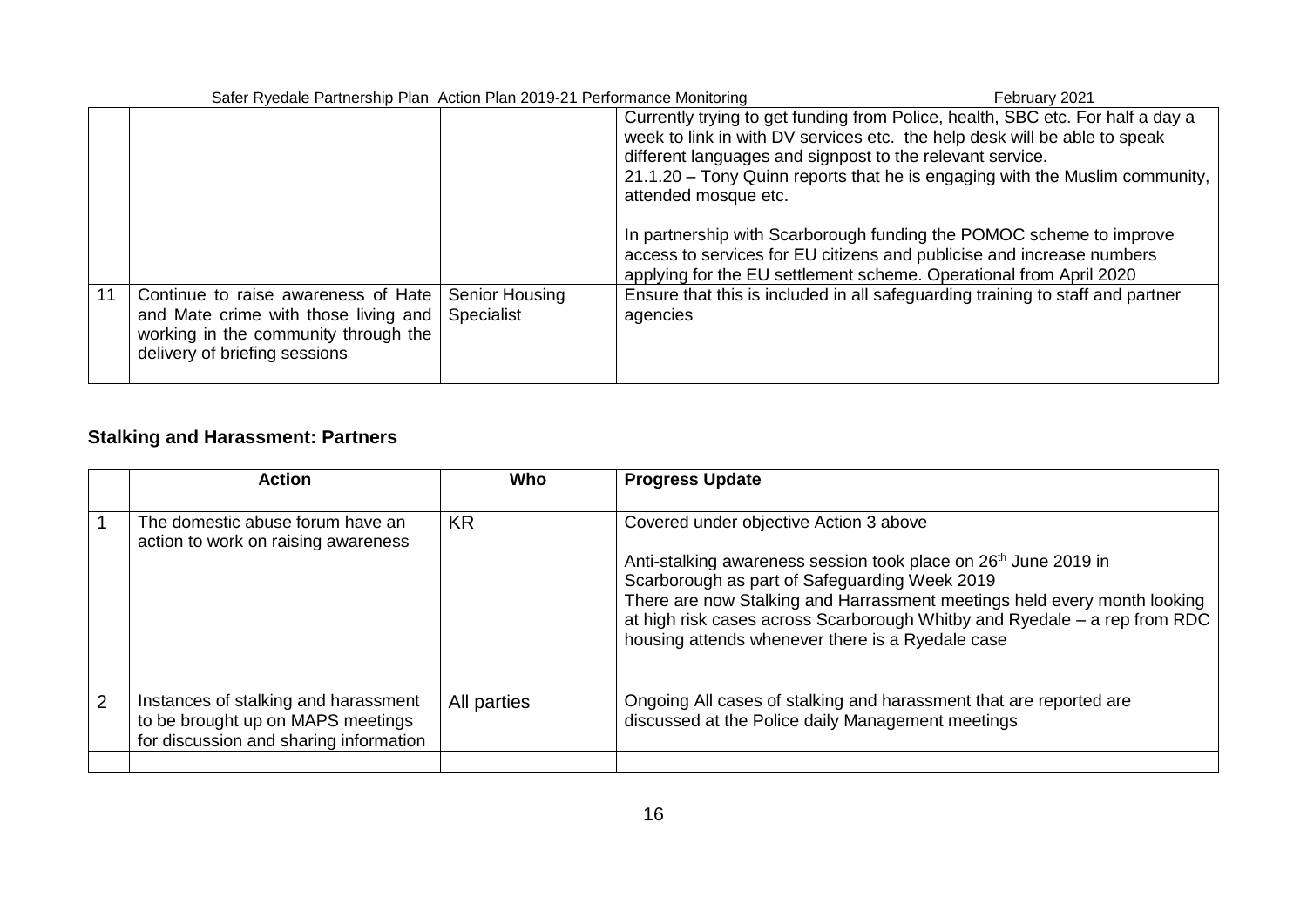| | | | |
|---|---|---|---|
| | | | Currently trying to get funding from Police, health, SBC etc. For half a day a week to link in with DV services etc. the help desk will be able to speak different languages and signpost to the relevant service.<br>21.1.20 – Tony Quinn reports that he is engaging with the Muslim community, attended mosque etc.<br><br>In partnership with Scarborough funding the POMOC scheme to improve access to services for EU citizens and publicise and increase numbers applying for the EU settlement scheme. Operational from April 2020 |
| 11 | Continue to raise awareness of Hate and Mate crime with those living and working in the community through the delivery of briefing sessions | Senior Housing Specialist | Ensure that this is included in all safeguarding training to staff and partner agencies |

**Stalking and Harassment: Partners**

| | Action | Who | Progress Update |
|---|---|---|---|
| 1 | The domestic abuse forum have an action to work on raising awareness | KR | Covered under objective Action 3 above<br><br>Anti-stalking awareness session took place on 26th June 2019 in Scarborough as part of Safeguarding Week 2019<br>There are now Stalking and Harrassment meetings held every month looking at high risk cases across Scarborough Whitby and Ryedale – a rep from RDC housing attends whenever there is a Ryedale case |
| 2 | Instances of stalking and harassment to be brought up on MAPS meetings for discussion and sharing information | All parties | Ongoing All cases of stalking and harassment that are reported are discussed at the Police daily Management meetings |
| | | | |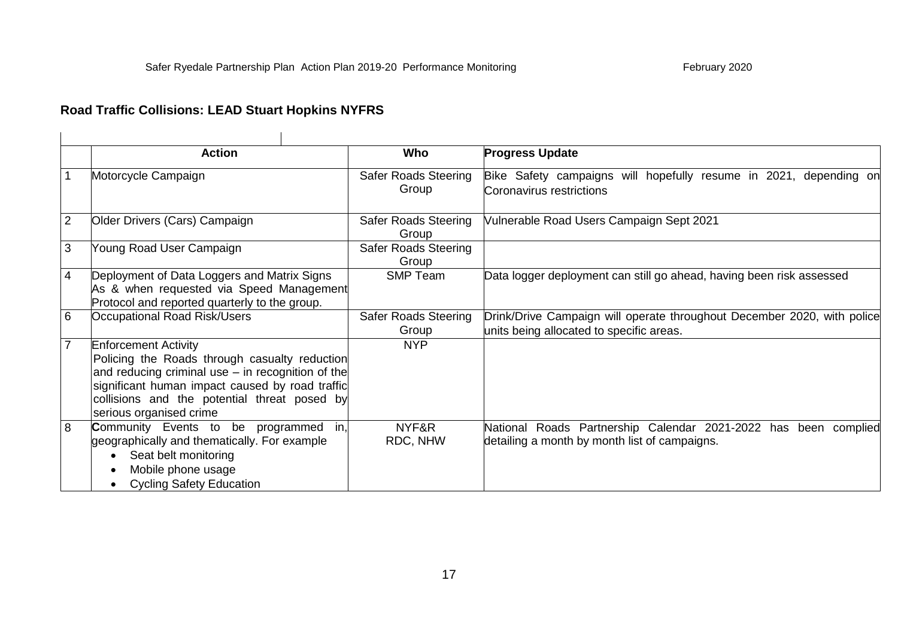## Road Traffic Collisions: LEAD Stuart Hopkins NYFRS

| | Action | Who | Progress Update |
|---|---|---|---|
| 1 | Motorcycle Campaign | Safer Roads Steering Group | Bike Safety campaigns will hopefully resume in 2021, depending on Coronavirus restrictions |
| 2 | Older Drivers (Cars) Campaign | Safer Roads Steering Group | Vulnerable Road Users Campaign Sept 2021 |
| 3 | Young Road User Campaign | Safer Roads Steering Group | |
| 4 | Deployment of Data Loggers and Matrix Signs As & when requested via Speed Management Protocol and reported quarterly to the group. | SMP Team | Data logger deployment can still go ahead, having been risk assessed |
| 6 | Occupational Road Risk/Users | Safer Roads Steering Group | Drink/Drive Campaign will operate throughout December 2020, with police units being allocated to specific areas. |
| 7 | Enforcement Activity<br>Policing the Roads through casualty reduction and reducing criminal use – in recognition of the significant human impact caused by road traffic collisions and the potential threat posed by serious organised crime | NYP | |
| 8 | **C**ommunity Events to be programmed in, geographically and thematically. For example<br>• Seat belt monitoring<br>• Mobile phone usage<br>• Cycling Safety Education | NYF&R<br>RDC, NHW | National Roads Partnership Calendar 2021-2022 has been complied detailing a month by month list of campaigns. |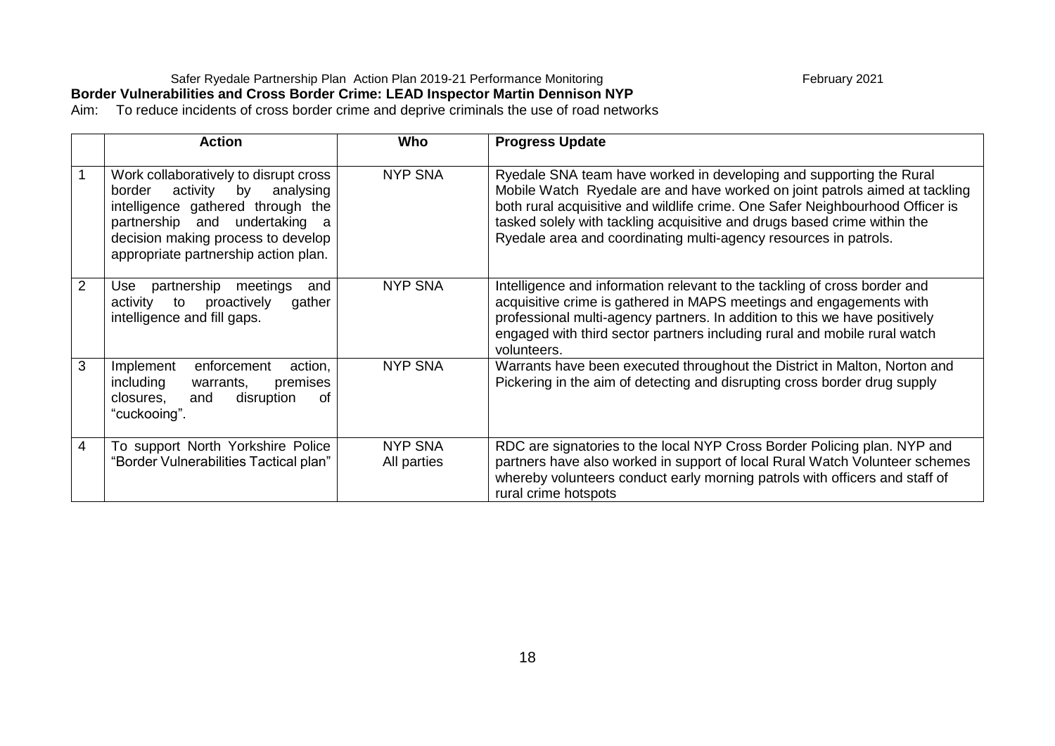Safer Ryedale Partnership Plan Action Plan 2019-21 Performance Monitoring February 2021

**Border Vulnerabilities and Cross Border Crime: LEAD Inspector Martin Dennison NYP**

Aim: To reduce incidents of cross border crime and deprive criminals the use of road networks

| | Action | Who | Progress Update |
|---|---|---|---|
| 1 | Work collaboratively to disrupt cross border activity by analysing intelligence gathered through the partnership and undertaking a decision making process to develop appropriate partnership action plan. | NYP SNA | Ryedale SNA team have worked in developing and supporting the Rural Mobile Watch Ryedale are and have worked on joint patrols aimed at tackling both rural acquisitive and wildlife crime. One Safer Neighbourhood Officer is tasked solely with tackling acquisitive and drugs based crime within the Ryedale area and coordinating multi-agency resources in patrols. |
| 2 | Use partnership meetings and activity to proactively gather intelligence and fill gaps. | NYP SNA | Intelligence and information relevant to the tackling of cross border and acquisitive crime is gathered in MAPS meetings and engagements with professional multi-agency partners. In addition to this we have positively engaged with third sector partners including rural and mobile rural watch volunteers. |
| 3 | Implement enforcement action, including warrants, premises closures, and disruption of "cuckooing". | NYP SNA | Warrants have been executed throughout the District in Malton, Norton and Pickering in the aim of detecting and disrupting cross border drug supply |
| 4 | To support North Yorkshire Police "Border Vulnerabilities Tactical plan" | NYP SNA<br>All parties | RDC are signatories to the local NYP Cross Border Policing plan. NYP and partners have also worked in support of local Rural Watch Volunteer schemes whereby volunteers conduct early morning patrols with officers and staff of rural crime hotspots |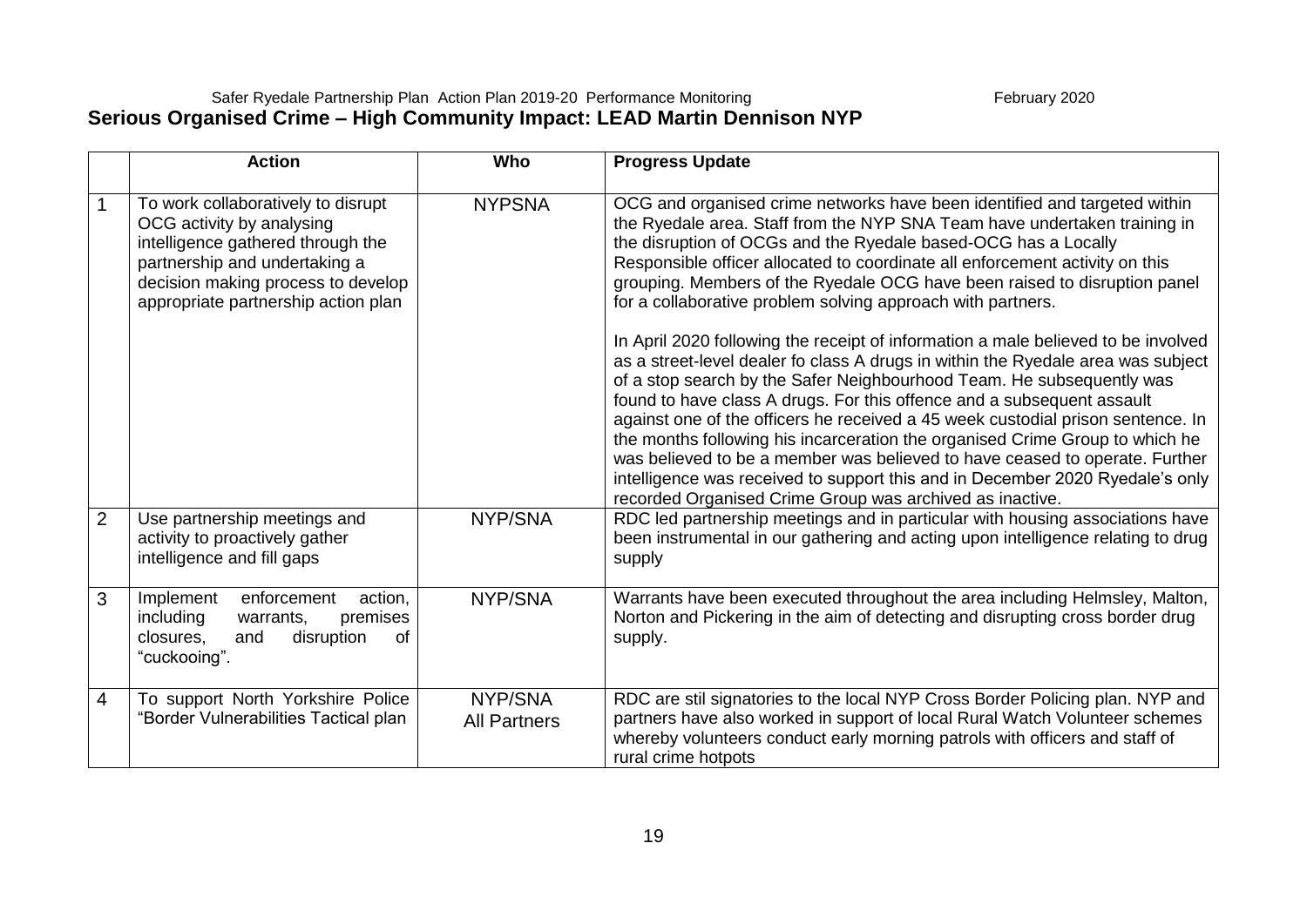Safer Ryedale Partnership Plan Action Plan 2019-20 Performance Monitoring February 2020

## Serious Organised Crime – High Community Impact: LEAD Martin Dennison NYP

| | Action | Who | Progress Update |
|---|---|---|---|
| 1 | To work collaboratively to disrupt OCG activity by analysing intelligence gathered through the partnership and undertaking a decision making process to develop appropriate partnership action plan | NYPSNA | OCG and organised crime networks have been identified and targeted within the Ryedale area. Staff from the NYP SNA Team have undertaken training in the disruption of OCGs and the Ryedale based-OCG has a Locally Responsible officer allocated to coordinate all enforcement activity on this grouping. Members of the Ryedale OCG have been raised to disruption panel for a collaborative problem solving approach with partners.<br><br>In April 2020 following the receipt of information a male believed to be involved as a street-level dealer fo class A drugs in within the Ryedale area was subject of a stop search by the Safer Neighbourhood Team. He subsequently was found to have class A drugs. For this offence and a subsequent assault against one of the officers he received a 45 week custodial prison sentence. In the months following his incarceration the organised Crime Group to which he was believed to be a member was believed to have ceased to operate. Further intelligence was received to support this and in December 2020 Ryedale's only recorded Organised Crime Group was archived as inactive. |
| 2 | Use partnership meetings and activity to proactively gather intelligence and fill gaps | NYP/SNA | RDC led partnership meetings and in particular with housing associations have been instrumental in our gathering and acting upon intelligence relating to drug supply |
| 3 | Implement enforcement action, including warrants, premises closures, and disruption of "cuckooing". | NYP/SNA | Warrants have been executed throughout the area including Helmsley, Malton, Norton and Pickering in the aim of detecting and disrupting cross border drug supply. |
| 4 | To support North Yorkshire Police "Border Vulnerabilities Tactical plan | NYP/SNA<br>All Partners | RDC are stil signatories to the local NYP Cross Border Policing plan. NYP and partners have also worked in support of local Rural Watch Volunteer schemes whereby volunteers conduct early morning patrols with officers and staff of rural crime hotpots |